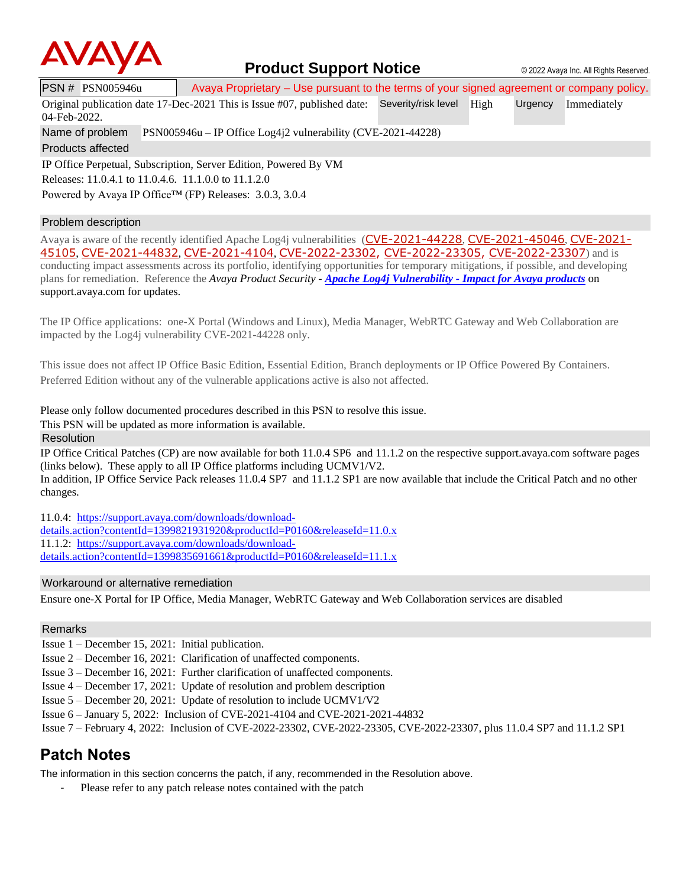**AVAYA**

# Product Support Notice

© 2022 Avaya Inc. All Rights Reserved.

| PSN # PSN005946u | Avaya Proprietary – Use pursuant to the terms of your signed agreement or company policy. | | | |
|---|---|---|---|---|
| Original publication date 17-Dec-2021 This is Issue #07, published date: 04-Feb-2022. | Severity/risk level | High | Urgency | Immediately |
| Name of problem | PSN005946u – IP Office Log4j2 vulnerability (CVE-2021-44228) | | | |

**Products affected**

IP Office Perpetual, Subscription, Server Edition, Powered By VM

Releases: 11.0.4.1 to 11.0.4.6. 11.1.0.0 to 11.1.2.0

Powered by Avaya IP Office™ (FP) Releases: 3.0.3, 3.0.4

**Problem description**

Avaya is aware of the recently identified Apache Log4j vulnerabilities (CVE-2021-44228, CVE-2021-45046, CVE-2021-45105, CVE-2021-44832, CVE-2021-4104, CVE-2022-23302, CVE-2022-23305, CVE-2022-23307) and is conducting impact assessments across its portfolio, identifying opportunities for temporary mitigations, if possible, and developing plans for remediation. Reference the *Avaya Product Security - **Apache Log4j Vulnerability - Impact for Avaya products*** on support.avaya.com for updates.

The IP Office applications: one-X Portal (Windows and Linux), Media Manager, WebRTC Gateway and Web Collaboration are impacted by the Log4j vulnerability CVE-2021-44228 only.

This issue does not affect IP Office Basic Edition, Essential Edition, Branch deployments or IP Office Powered By Containers. Preferred Edition without any of the vulnerable applications active is also not affected.

Please only follow documented procedures described in this PSN to resolve this issue.
This PSN will be updated as more information is available.

**Resolution**

IP Office Critical Patches (CP) are now available for both 11.0.4 SP6 and 11.1.2 on the respective support.avaya.com software pages (links below). These apply to all IP Office platforms including UCMV1/V2.
In addition, IP Office Service Pack releases 11.0.4 SP7 and 11.1.2 SP1 are now available that include the Critical Patch and no other changes.

11.0.4: https://support.avaya.com/downloads/download-details.action?contentId=1399821931920&productId=P0160&releaseId=11.0.x
11.1.2: https://support.avaya.com/downloads/download-details.action?contentId=1399835691661&productId=P0160&releaseId=11.1.x

**Workaround or alternative remediation**

Ensure one-X Portal for IP Office, Media Manager, WebRTC Gateway and Web Collaboration services are disabled

**Remarks**

Issue 1 – December 15, 2021: Initial publication.
Issue 2 – December 16, 2021: Clarification of unaffected components.
Issue 3 – December 16, 2021: Further clarification of unaffected components.
Issue 4 – December 17, 2021: Update of resolution and problem description
Issue 5 – December 20, 2021: Update of resolution to include UCMV1/V2
Issue 6 – January 5, 2022: Inclusion of CVE-2021-4104 and CVE-2021-2021-44832
Issue 7 – February 4, 2022: Inclusion of CVE-2022-23302, CVE-2022-23305, CVE-2022-23307, plus 11.0.4 SP7 and 11.1.2 SP1

## Patch Notes

The information in this section concerns the patch, if any, recommended in the Resolution above.

- Please refer to any patch release notes contained with the patch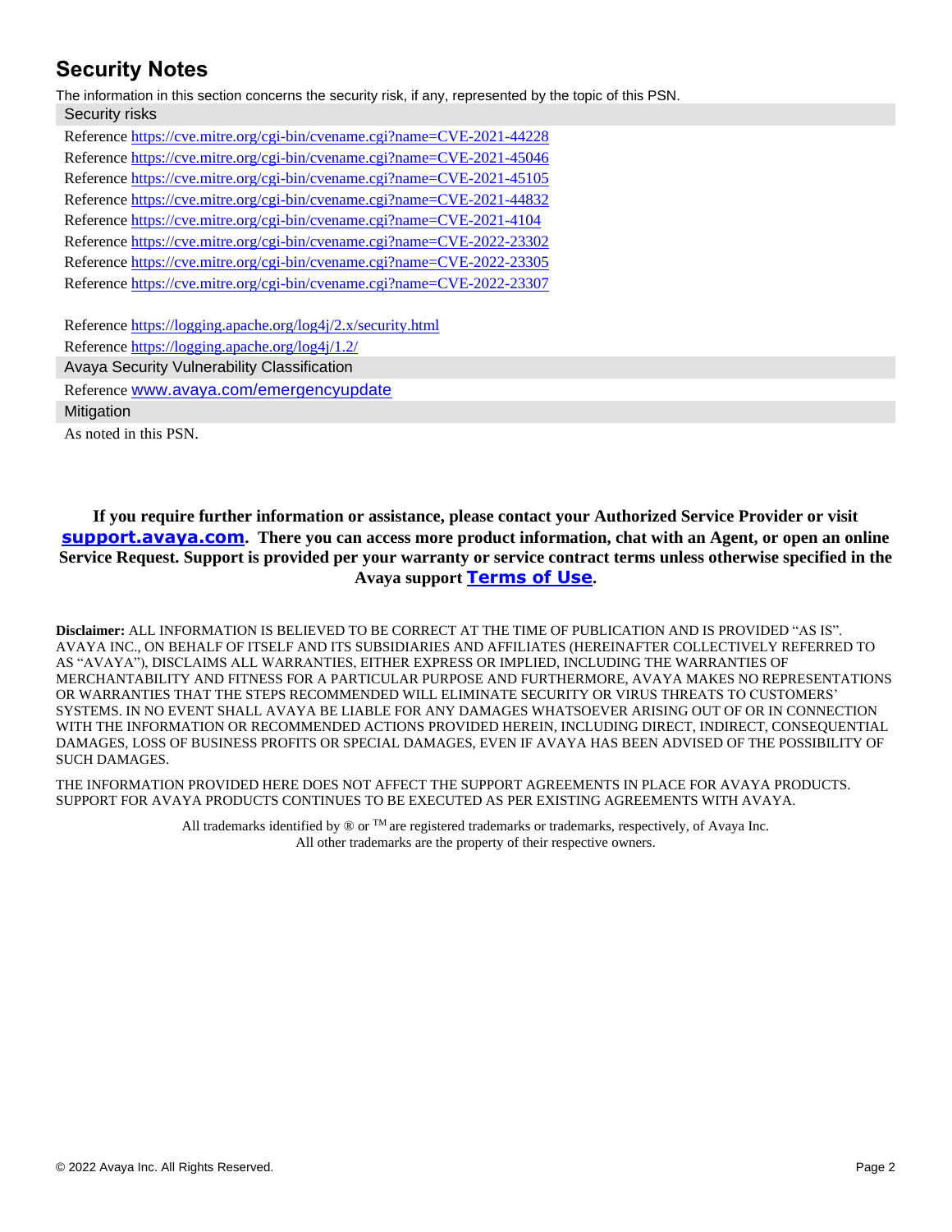## Security Notes

The information in this section concerns the security risk, if any, represented by the topic of this PSN.

**Security risks**

Reference https://cve.mitre.org/cgi-bin/cvename.cgi?name=CVE-2021-44228
Reference https://cve.mitre.org/cgi-bin/cvename.cgi?name=CVE-2021-45046
Reference https://cve.mitre.org/cgi-bin/cvename.cgi?name=CVE-2021-45105
Reference https://cve.mitre.org/cgi-bin/cvename.cgi?name=CVE-2021-44832
Reference https://cve.mitre.org/cgi-bin/cvename.cgi?name=CVE-2021-4104
Reference https://cve.mitre.org/cgi-bin/cvename.cgi?name=CVE-2022-23302
Reference https://cve.mitre.org/cgi-bin/cvename.cgi?name=CVE-2022-23305
Reference https://cve.mitre.org/cgi-bin/cvename.cgi?name=CVE-2022-23307

Reference https://logging.apache.org/log4j/2.x/security.html
Reference https://logging.apache.org/log4j/1.2/

**Avaya Security Vulnerability Classification**

Reference www.avaya.com/emergencyupdate

**Mitigation**

As noted in this PSN.

**If you require further information or assistance, please contact your Authorized Service Provider or visit support.avaya.com. There you can access more product information, chat with an Agent, or open an online Service Request. Support is provided per your warranty or service contract terms unless otherwise specified in the Avaya support Terms of Use.**

**Disclaimer:** ALL INFORMATION IS BELIEVED TO BE CORRECT AT THE TIME OF PUBLICATION AND IS PROVIDED "AS IS". AVAYA INC., ON BEHALF OF ITSELF AND ITS SUBSIDIARIES AND AFFILIATES (HEREINAFTER COLLECTIVELY REFERRED TO AS "AVAYA"), DISCLAIMS ALL WARRANTIES, EITHER EXPRESS OR IMPLIED, INCLUDING THE WARRANTIES OF MERCHANTABILITY AND FITNESS FOR A PARTICULAR PURPOSE AND FURTHERMORE, AVAYA MAKES NO REPRESENTATIONS OR WARRANTIES THAT THE STEPS RECOMMENDED WILL ELIMINATE SECURITY OR VIRUS THREATS TO CUSTOMERS' SYSTEMS. IN NO EVENT SHALL AVAYA BE LIABLE FOR ANY DAMAGES WHATSOEVER ARISING OUT OF OR IN CONNECTION WITH THE INFORMATION OR RECOMMENDED ACTIONS PROVIDED HEREIN, INCLUDING DIRECT, INDIRECT, CONSEQUENTIAL DAMAGES, LOSS OF BUSINESS PROFITS OR SPECIAL DAMAGES, EVEN IF AVAYA HAS BEEN ADVISED OF THE POSSIBILITY OF SUCH DAMAGES.

THE INFORMATION PROVIDED HERE DOES NOT AFFECT THE SUPPORT AGREEMENTS IN PLACE FOR AVAYA PRODUCTS. SUPPORT FOR AVAYA PRODUCTS CONTINUES TO BE EXECUTED AS PER EXISTING AGREEMENTS WITH AVAYA.

All trademarks identified by ® or ™ are registered trademarks or trademarks, respectively, of Avaya Inc.
All other trademarks are the property of their respective owners.

© 2022 Avaya Inc. All Rights Reserved.